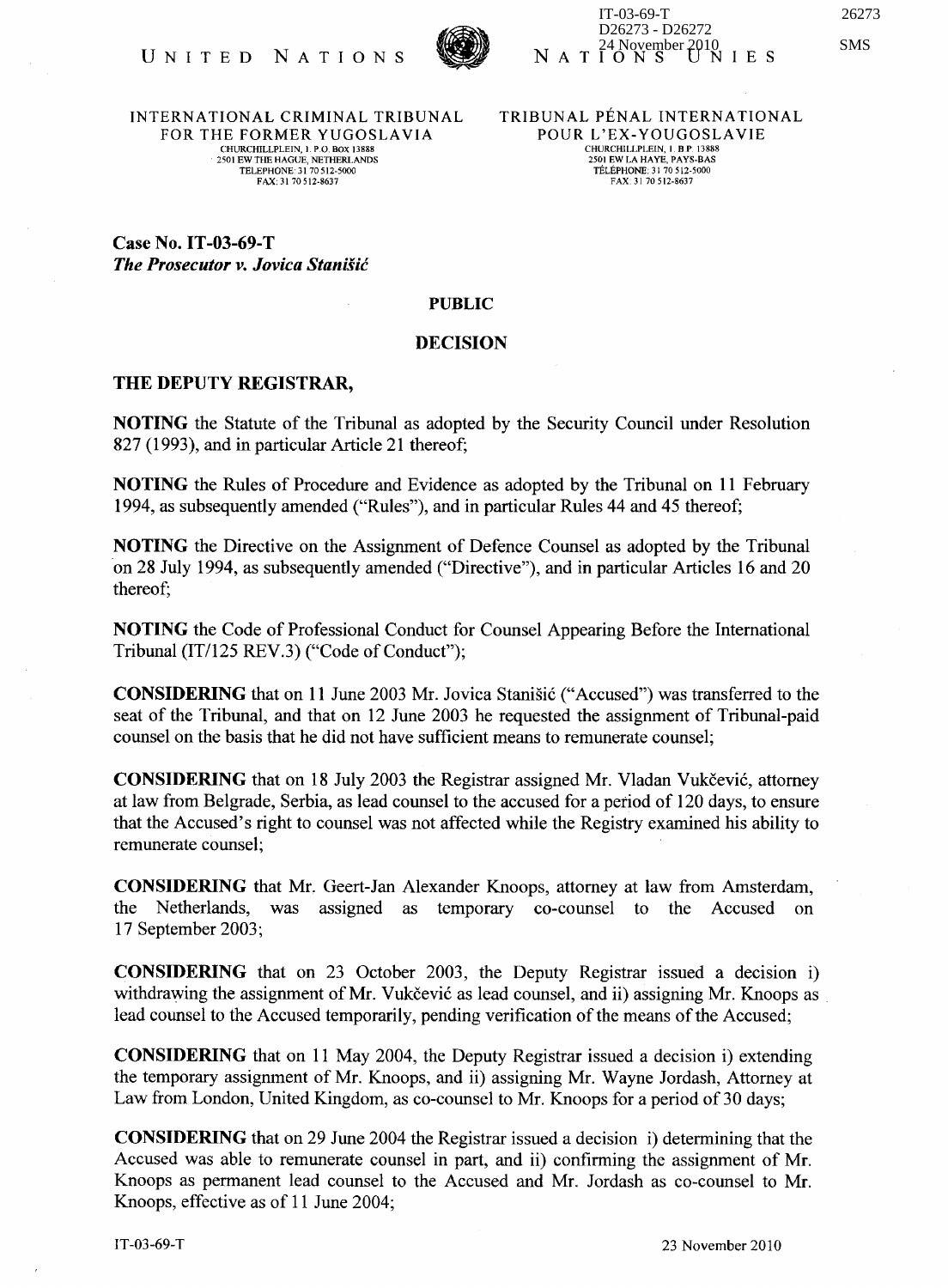IT-03-69-T
D26273 - D26272
24 November 2010

26273

SMS

UNITED NATIONS — NATIONS UNIES

INTERNATIONAL CRIMINAL TRIBUNAL FOR THE FORMER YUGOSLAVIA
CHURCHILLPLEIN, 1. P.O. BOX 13888
2501 EW THE HAGUE, NETHERLANDS
TELEPHONE: 31 70 512-5000
FAX: 31 70 512-8637

TRIBUNAL PÉNAL INTERNATIONAL POUR L'EX-YOUGOSLAVIE
CHURCHILLPLEIN, 1. B.P. 13888
2501 EW LA HAYE, PAYS-BAS
TÉLÉPHONE: 31 70 512-5000
FAX: 31 70 512-8637

**Case No. IT-03-69-T**
***The Prosecutor v. Jovica Stanišić***

**PUBLIC**

**DECISION**

**THE DEPUTY REGISTRAR,**

**NOTING** the Statute of the Tribunal as adopted by the Security Council under Resolution 827 (1993), and in particular Article 21 thereof;

**NOTING** the Rules of Procedure and Evidence as adopted by the Tribunal on 11 February 1994, as subsequently amended ("Rules"), and in particular Rules 44 and 45 thereof;

**NOTING** the Directive on the Assignment of Defence Counsel as adopted by the Tribunal on 28 July 1994, as subsequently amended ("Directive"), and in particular Articles 16 and 20 thereof;

**NOTING** the Code of Professional Conduct for Counsel Appearing Before the International Tribunal (IT/125 REV.3) ("Code of Conduct");

**CONSIDERING** that on 11 June 2003 Mr. Jovica Stanišić ("Accused") was transferred to the seat of the Tribunal, and that on 12 June 2003 he requested the assignment of Tribunal-paid counsel on the basis that he did not have sufficient means to remunerate counsel;

**CONSIDERING** that on 18 July 2003 the Registrar assigned Mr. Vladan Vukčević, attorney at law from Belgrade, Serbia, as lead counsel to the accused for a period of 120 days, to ensure that the Accused's right to counsel was not affected while the Registry examined his ability to remunerate counsel;

**CONSIDERING** that Mr. Geert-Jan Alexander Knoops, attorney at law from Amsterdam, the Netherlands, was assigned as temporary co-counsel to the Accused on 17 September 2003;

**CONSIDERING** that on 23 October 2003, the Deputy Registrar issued a decision i) withdrawing the assignment of Mr. Vukčević as lead counsel, and ii) assigning Mr. Knoops as lead counsel to the Accused temporarily, pending verification of the means of the Accused;

**CONSIDERING** that on 11 May 2004, the Deputy Registrar issued a decision i) extending the temporary assignment of Mr. Knoops, and ii) assigning Mr. Wayne Jordash, Attorney at Law from London, United Kingdom, as co-counsel to Mr. Knoops for a period of 30 days;

**CONSIDERING** that on 29 June 2004 the Registrar issued a decision i) determining that the Accused was able to remunerate counsel in part, and ii) confirming the assignment of Mr. Knoops as permanent lead counsel to the Accused and Mr. Jordash as co-counsel to Mr. Knoops, effective as of 11 June 2004;

IT-03-69-T — 23 November 2010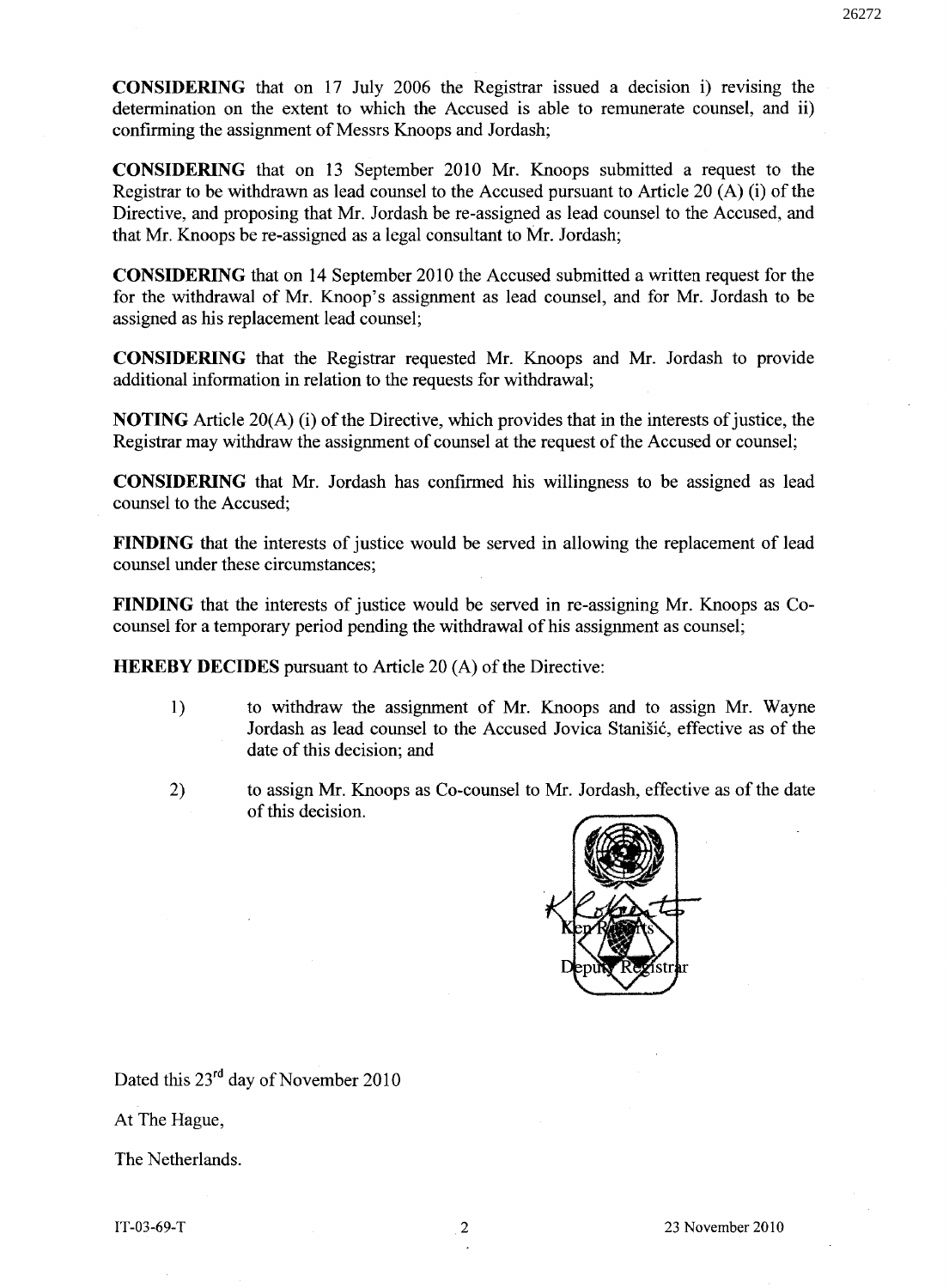**CONSIDERING** that on 17 July 2006 the Registrar issued a decision i) revising the determination on the extent to which the Accused is able to remunerate counsel, and ii) confirming the assignment of Messrs Knoops and Jordash;

**CONSIDERING** that on 13 September 2010 Mr. Knoops submitted a request to the Registrar to be withdrawn as lead counsel to the Accused pursuant to Article 20 (A) (i) of the Directive, and proposing that Mr. Jordash be re-assigned as lead counsel to the Accused, and that Mr. Knoops be re-assigned as a legal consultant to Mr. Jordash;

**CONSIDERING** that on 14 September 2010 the Accused submitted a written request for the for the withdrawal of Mr. Knoop's assignment as lead counsel, and for Mr. Jordash to be assigned as his replacement lead counsel;

**CONSIDERING** that the Registrar requested Mr. Knoops and Mr. Jordash to provide additional information in relation to the requests for withdrawal;

**NOTING** Article 20(A) (i) of the Directive, which provides that in the interests of justice, the Registrar may withdraw the assignment of counsel at the request of the Accused or counsel;

**CONSIDERING** that Mr. Jordash has confirmed his willingness to be assigned as lead counsel to the Accused;

**FINDING** that the interests of justice would be served in allowing the replacement of lead counsel under these circumstances;

**FINDING** that the interests of justice would be served in re-assigning Mr. Knoops as Co-counsel for a temporary period pending the withdrawal of his assignment as counsel;

**HEREBY DECIDES** pursuant to Article 20 (A) of the Directive:

1) to withdraw the assignment of Mr. Knoops and to assign Mr. Wayne Jordash as lead counsel to the Accused Jovica Stanišić, effective as of the date of this decision; and

2) to assign Mr. Knoops as Co-counsel to Mr. Jordash, effective as of the date of this decision.

Ken Roberts
Deputy Registrar

Dated this 23rd day of November 2010

At The Hague,

The Netherlands.